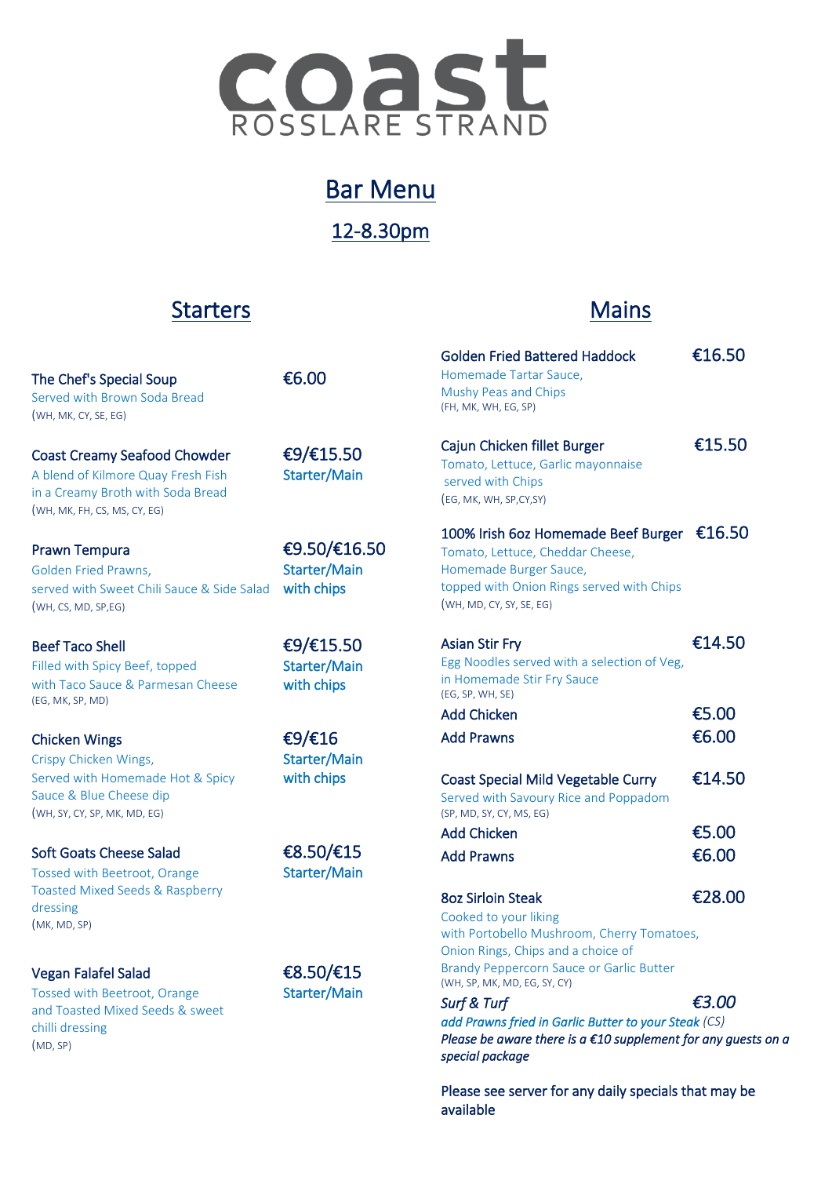# coast
ROSSLARE STRAND

## Bar Menu

## 12-8.30pm

## Starters

**The Chef's Special Soup** — €6.00
Served with Brown Soda Bread
(WH, MK, CY, SE, EG)

**Coast Creamy Seafood Chowder** — €9/€15.50 Starter/Main
A blend of Kilmore Quay Fresh Fish in a Creamy Broth with Soda Bread
(WH, MK, FH, CS, MS, CY, EG)

**Prawn Tempura** — €9.50/€16.50 Starter/Main with chips
Golden Fried Prawns, served with Sweet Chili Sauce & Side Salad
(WH, CS, MD, SP,EG)

**Beef Taco Shell** — €9/€15.50 Starter/Main with chips
Filled with Spicy Beef, topped with Taco Sauce & Parmesan Cheese
(EG, MK, SP, MD)

**Chicken Wings** — €9/€16 Starter/Main with chips
Crispy Chicken Wings, Served with Homemade Hot & Spicy Sauce & Blue Cheese dip
(WH, SY, CY, SP, MK, MD, EG)

**Soft Goats Cheese Salad** — €8.50/€15 Starter/Main
Tossed with Beetroot, Orange Toasted Mixed Seeds & Raspberry dressing
(MK, MD, SP)

**Vegan Falafel Salad** — €8.50/€15 Starter/Main
Tossed with Beetroot, Orange and Toasted Mixed Seeds & sweet chilli dressing
(MD, SP)

## Mains

**Golden Fried Battered Haddock** — €16.50
Homemade Tartar Sauce, Mushy Peas and Chips
(FH, MK, WH, EG, SP)

**Cajun Chicken fillet Burger** — €15.50
Tomato, Lettuce, Garlic mayonnaise served with Chips
(EG, MK, WH, SP,CY,SY)

**100% Irish 6oz Homemade Beef Burger** — €16.50
Tomato, Lettuce, Cheddar Cheese, Homemade Burger Sauce, topped with Onion Rings served with Chips
(WH, MD, CY, SY, SE, EG)

**Asian Stir Fry** — €14.50
Egg Noodles served with a selection of Veg, in Homemade Stir Fry Sauce
(EG, SP, WH, SE)
Add Chicken — €5.00
Add Prawns — €6.00

**Coast Special Mild Vegetable Curry** — €14.50
Served with Savoury Rice and Poppadom
(SP, MD, SY, CY, MS, EG)
Add Chicken — €5.00
Add Prawns — €6.00

**8oz Sirloin Steak** — €28.00
Cooked to your liking with Portobello Mushroom, Cherry Tomatoes, Onion Rings, Chips and a choice of Brandy Peppercorn Sauce or Garlic Butter
(WH, SP, MK, MD, EG, SY, CY)

*Surf & Turf* — *€3.00*
*add Prawns fried in Garlic Butter to your Steak* (CS)
*Please be aware there is a €10 supplement for any guests on a special package*

Please see server for any daily specials that may be available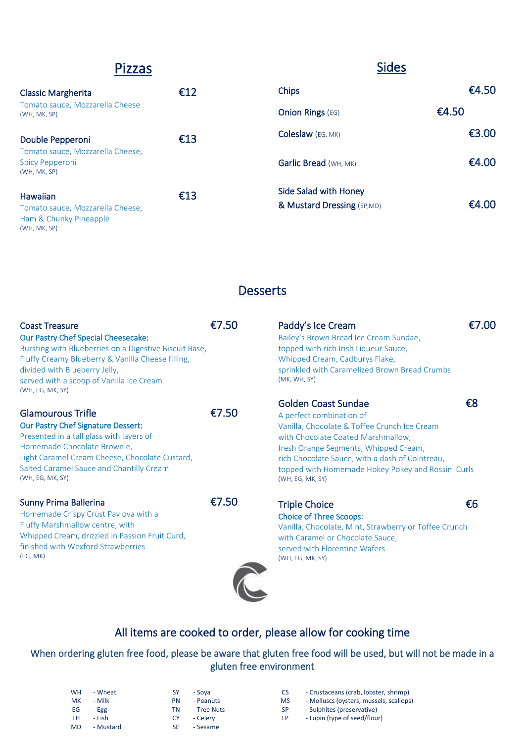## Pizzas

**Classic Margherita** — €12
Tomato sauce, Mozzarella Cheese
(WH, MK, SP)

**Double Pepperoni** — €13
Tomato sauce, Mozzarella Cheese, Spicy Pepperoni
(WH, MK, SP)

**Hawaiian** — €13
Tomato sauce, Mozzarella Cheese, Ham & Chunky Pineapple
(WH, MK, SP)

## Sides

| | |
|---|---|
| Chips | €4.50 |
| Onion Rings (EG) | €4.50 |
| Coleslaw (EG, MK) | €3.00 |
| Garlic Bread (WH, MK) | €4.00 |
| Side Salad with Honey & Mustard Dressing (SP,MD) | €4.00 |

## Desserts

**Coast Treasure** — €7.50
Our Pastry Chef Special Cheesecake:
Bursting with Blueberries on a Digestive Biscuit Base, Fluffy Creamy Blueberry & Vanilla Cheese filling, divided with Blueberry Jelly, served with a scoop of Vanilla Ice Cream
(WH, EG, MK, SY)

**Glamourous Trifle** — €7.50
Our Pastry Chef Signature Dessert:
Presented in a tall glass with layers of Homemade Chocolate Brownie, Light Caramel Cream Cheese, Chocolate Custard, Salted Caramel Sauce and Chantilly Cream
(WH, EG, MK, SY)

**Sunny Prima Ballerina** — €7.50
Homemade Crispy Crust Pavlova with a Fluffy Marshmallow centre, with Whipped Cream, drizzled in Passion Fruit Curd, finished with Wexford Strawberries
(EG, MK)

**Paddy's Ice Cream** — €7.00
Bailey's Brown Bread Ice Cream Sundae, topped with rich Irish Liqueur Sauce, Whipped Cream, Cadburys Flake, sprinkled with Caramelized Brown Bread Crumbs
(MK, WH, SY)

**Golden Coast Sundae** — €8
A perfect combination of Vanilla, Chocolate & Toffee Crunch Ice Cream with Chocolate Coated Marshmallow, fresh Orange Segments, Whipped Cream, rich Chocolate Sauce, with a dash of Cointreau, topped with Homemade Hokey Pokey and Rossini Curls
(WH, EG, MK, SY)

**Triple Choice** — €6
Choice of Three Scoops:
Vanilla, Chocolate, Mint, Strawberry or Toffee Crunch with Caramel or Chocolate Sauce, served with Florentine Wafers
(WH, EG, MK, SY)

All items are cooked to order, please allow for cooking time

When ordering gluten free food, please be aware that gluten free food will be used, but will not be made in a gluten free environment

| | | | | | |
|---|---|---|---|---|---|
| WH | - Wheat | SY | - Soya | CS | - Crustaceans (crab, lobster, shrimp) |
| MK | - Milk | PN | - Peanuts | MS | - Molluscs (oysters, mussels, scallops) |
| EG | - Egg | TN | - Tree Nuts | SP | - Sulphites (preservative) |
| FH | - Fish | CY | - Celery | LP | - Lupin (type of seed/flour) |
| MD | - Mustard | SE | - Sesame | | |